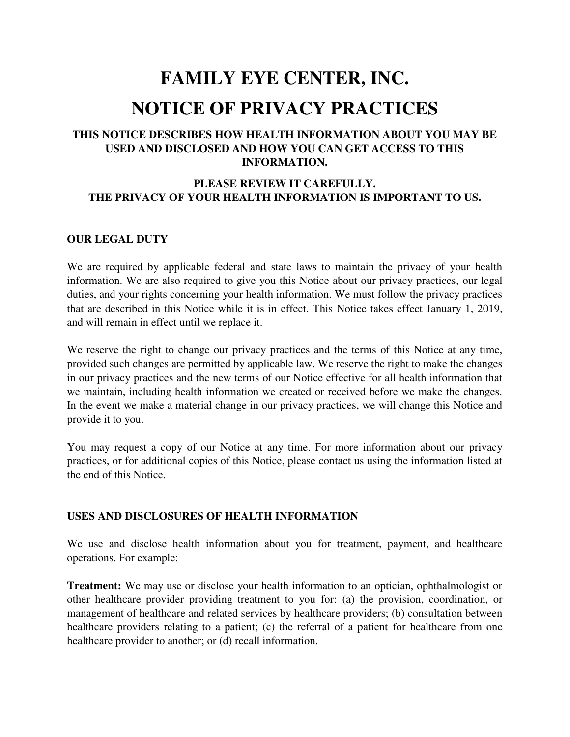# FAMILY EYE CENTER, INC.

# NOTICE OF PRIVACY PRACTICES

### THIS NOTICE DESCRIBES HOW HEALTH INFORMATION ABOUT YOU MAY BE USED AND DISCLOSED AND HOW YOU CAN GET ACCESS TO THIS INFORMATION.

### PLEASE REVIEW IT CAREFULLY. THE PRIVACY OF YOUR HEALTH INFORMATION IS IMPORTANT TO US.

**OUR LEGAL DUTY**

We are required by applicable federal and state laws to maintain the privacy of your health information. We are also required to give you this Notice about our privacy practices, our legal duties, and your rights concerning your health information. We must follow the privacy practices that are described in this Notice while it is in effect. This Notice takes effect January 1, 2019, and will remain in effect until we replace it.

We reserve the right to change our privacy practices and the terms of this Notice at any time, provided such changes are permitted by applicable law. We reserve the right to make the changes in our privacy practices and the new terms of our Notice effective for all health information that we maintain, including health information we created or received before we make the changes. In the event we make a material change in our privacy practices, we will change this Notice and provide it to you.

You may request a copy of our Notice at any time. For more information about our privacy practices, or for additional copies of this Notice, please contact us using the information listed at the end of this Notice.

**USES AND DISCLOSURES OF HEALTH INFORMATION**

We use and disclose health information about you for treatment, payment, and healthcare operations. For example:

**Treatment:** We may use or disclose your health information to an optician, ophthalmologist or other healthcare provider providing treatment to you for: (a) the provision, coordination, or management of healthcare and related services by healthcare providers; (b) consultation between healthcare providers relating to a patient; (c) the referral of a patient for healthcare from one healthcare provider to another; or (d) recall information.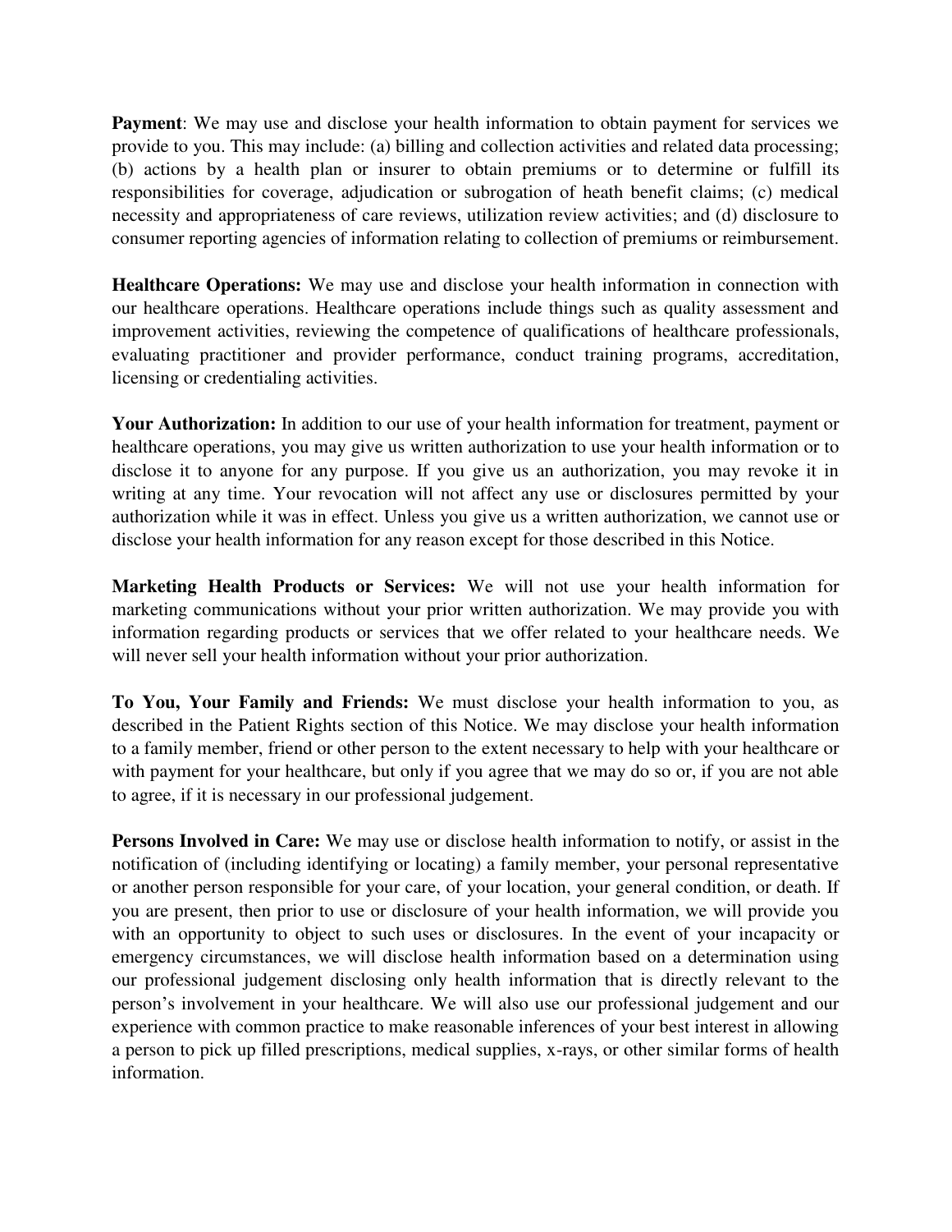**Payment**: We may use and disclose your health information to obtain payment for services we provide to you. This may include: (a) billing and collection activities and related data processing; (b) actions by a health plan or insurer to obtain premiums or to determine or fulfill its responsibilities for coverage, adjudication or subrogation of heath benefit claims; (c) medical necessity and appropriateness of care reviews, utilization review activities; and (d) disclosure to consumer reporting agencies of information relating to collection of premiums or reimbursement.

**Healthcare Operations:** We may use and disclose your health information in connection with our healthcare operations. Healthcare operations include things such as quality assessment and improvement activities, reviewing the competence of qualifications of healthcare professionals, evaluating practitioner and provider performance, conduct training programs, accreditation, licensing or credentialing activities.

**Your Authorization:** In addition to our use of your health information for treatment, payment or healthcare operations, you may give us written authorization to use your health information or to disclose it to anyone for any purpose. If you give us an authorization, you may revoke it in writing at any time. Your revocation will not affect any use or disclosures permitted by your authorization while it was in effect. Unless you give us a written authorization, we cannot use or disclose your health information for any reason except for those described in this Notice.

**Marketing Health Products or Services:** We will not use your health information for marketing communications without your prior written authorization. We may provide you with information regarding products or services that we offer related to your healthcare needs. We will never sell your health information without your prior authorization.

**To You, Your Family and Friends:** We must disclose your health information to you, as described in the Patient Rights section of this Notice. We may disclose your health information to a family member, friend or other person to the extent necessary to help with your healthcare or with payment for your healthcare, but only if you agree that we may do so or, if you are not able to agree, if it is necessary in our professional judgement.

**Persons Involved in Care:** We may use or disclose health information to notify, or assist in the notification of (including identifying or locating) a family member, your personal representative or another person responsible for your care, of your location, your general condition, or death. If you are present, then prior to use or disclosure of your health information, we will provide you with an opportunity to object to such uses or disclosures. In the event of your incapacity or emergency circumstances, we will disclose health information based on a determination using our professional judgement disclosing only health information that is directly relevant to the person's involvement in your healthcare. We will also use our professional judgement and our experience with common practice to make reasonable inferences of your best interest in allowing a person to pick up filled prescriptions, medical supplies, x-rays, or other similar forms of health information.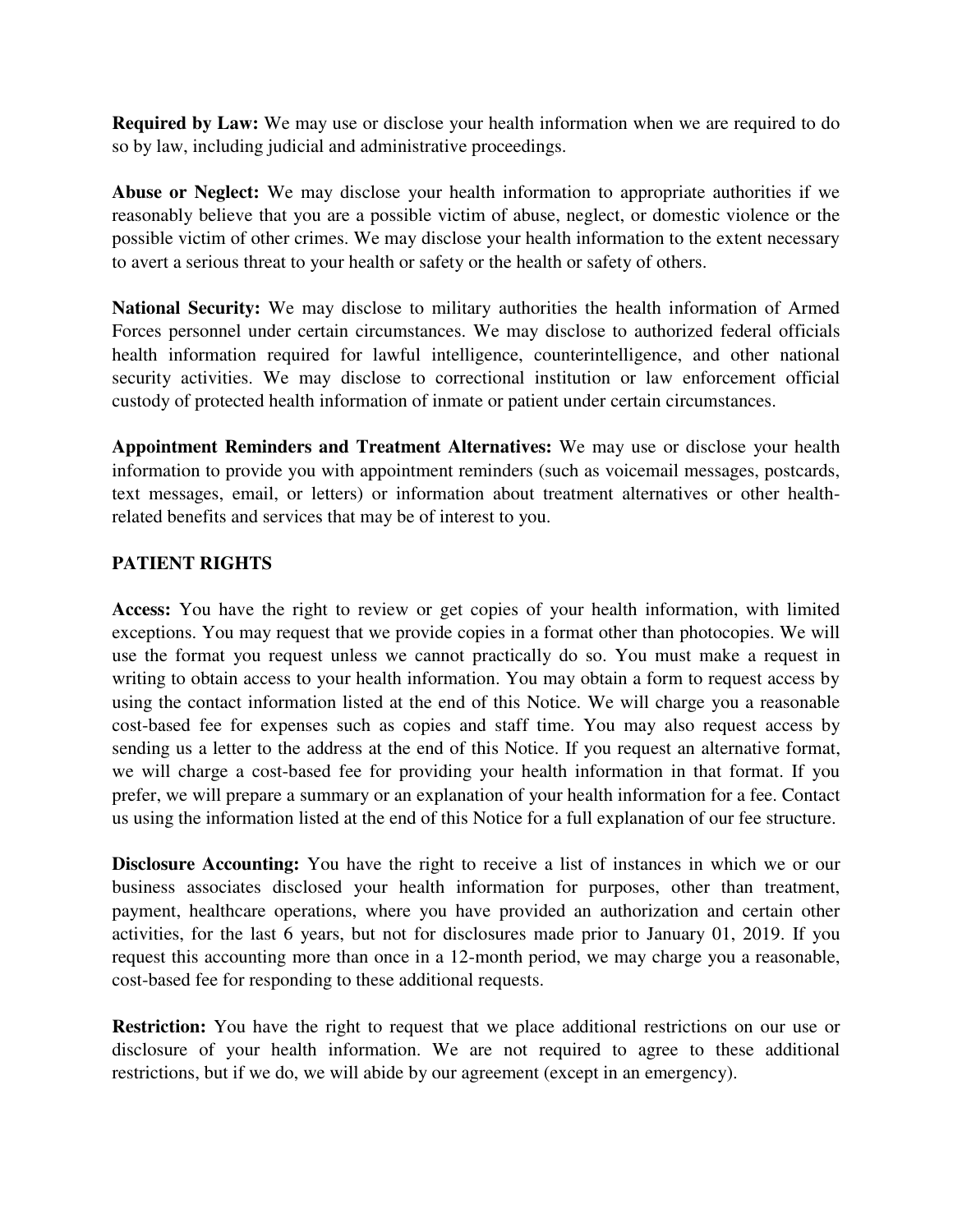**Required by Law:** We may use or disclose your health information when we are required to do so by law, including judicial and administrative proceedings.

**Abuse or Neglect:** We may disclose your health information to appropriate authorities if we reasonably believe that you are a possible victim of abuse, neglect, or domestic violence or the possible victim of other crimes. We may disclose your health information to the extent necessary to avert a serious threat to your health or safety or the health or safety of others.

**National Security:** We may disclose to military authorities the health information of Armed Forces personnel under certain circumstances. We may disclose to authorized federal officials health information required for lawful intelligence, counterintelligence, and other national security activities. We may disclose to correctional institution or law enforcement official custody of protected health information of inmate or patient under certain circumstances.

**Appointment Reminders and Treatment Alternatives:** We may use or disclose your health information to provide you with appointment reminders (such as voicemail messages, postcards, text messages, email, or letters) or information about treatment alternatives or other health-related benefits and services that may be of interest to you.

## PATIENT RIGHTS

**Access:** You have the right to review or get copies of your health information, with limited exceptions. You may request that we provide copies in a format other than photocopies. We will use the format you request unless we cannot practically do so. You must make a request in writing to obtain access to your health information. You may obtain a form to request access by using the contact information listed at the end of this Notice. We will charge you a reasonable cost-based fee for expenses such as copies and staff time. You may also request access by sending us a letter to the address at the end of this Notice. If you request an alternative format, we will charge a cost-based fee for providing your health information in that format. If you prefer, we will prepare a summary or an explanation of your health information for a fee. Contact us using the information listed at the end of this Notice for a full explanation of our fee structure.

**Disclosure Accounting:** You have the right to receive a list of instances in which we or our business associates disclosed your health information for purposes, other than treatment, payment, healthcare operations, where you have provided an authorization and certain other activities, for the last 6 years, but not for disclosures made prior to January 01, 2019. If you request this accounting more than once in a 12-month period, we may charge you a reasonable, cost-based fee for responding to these additional requests.

**Restriction:** You have the right to request that we place additional restrictions on our use or disclosure of your health information. We are not required to agree to these additional restrictions, but if we do, we will abide by our agreement (except in an emergency).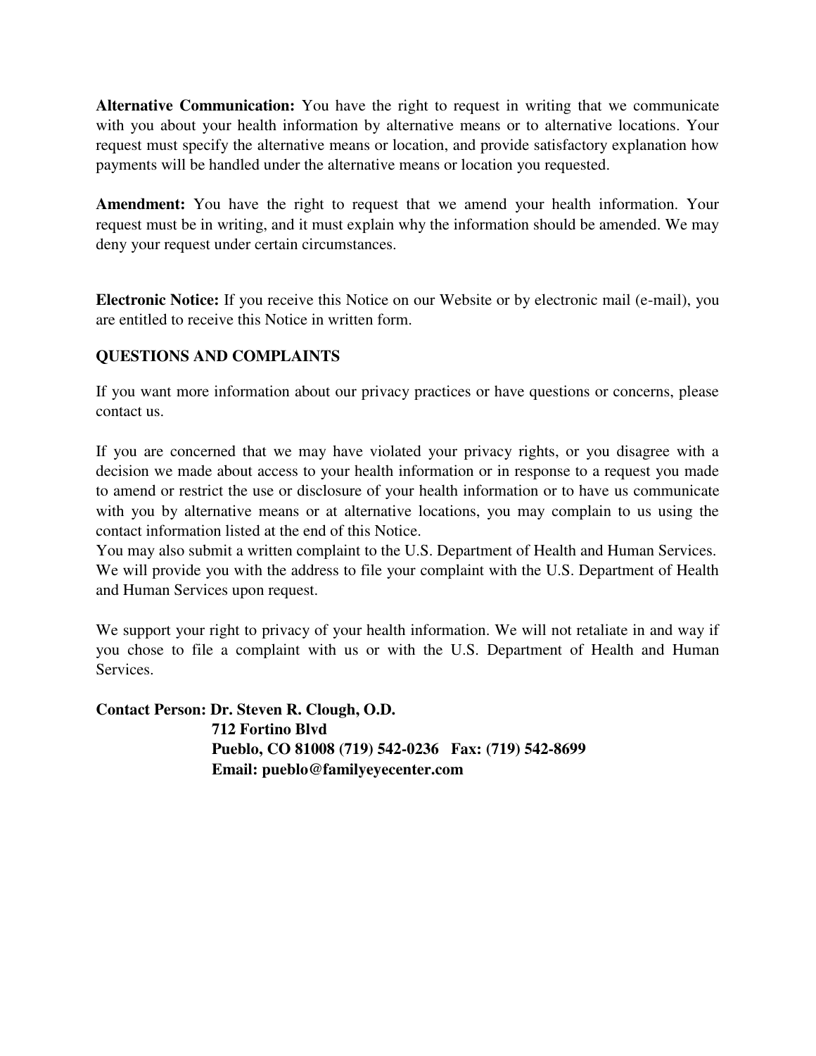**Alternative Communication:** You have the right to request in writing that we communicate with you about your health information by alternative means or to alternative locations. Your request must specify the alternative means or location, and provide satisfactory explanation how payments will be handled under the alternative means or location you requested.

**Amendment:** You have the right to request that we amend your health information. Your request must be in writing, and it must explain why the information should be amended. We may deny your request under certain circumstances.

**Electronic Notice:** If you receive this Notice on our Website or by electronic mail (e-mail), you are entitled to receive this Notice in written form.

## QUESTIONS AND COMPLAINTS

If you want more information about our privacy practices or have questions or concerns, please contact us.

If you are concerned that we may have violated your privacy rights, or you disagree with a decision we made about access to your health information or in response to a request you made to amend or restrict the use or disclosure of your health information or to have us communicate with you by alternative means or at alternative locations, you may complain to us using the contact information listed at the end of this Notice.
You may also submit a written complaint to the U.S. Department of Health and Human Services. We will provide you with the address to file your complaint with the U.S. Department of Health and Human Services upon request.

We support your right to privacy of your health information. We will not retaliate in and way if you chose to file a complaint with us or with the U.S. Department of Health and Human Services.

**Contact Person: Dr. Steven R. Clough, O.D.**
**712 Fortino Blvd**
**Pueblo, CO 81008 (719) 542-0236 Fax: (719) 542-8699**
**Email: pueblo@familyeyecenter.com**